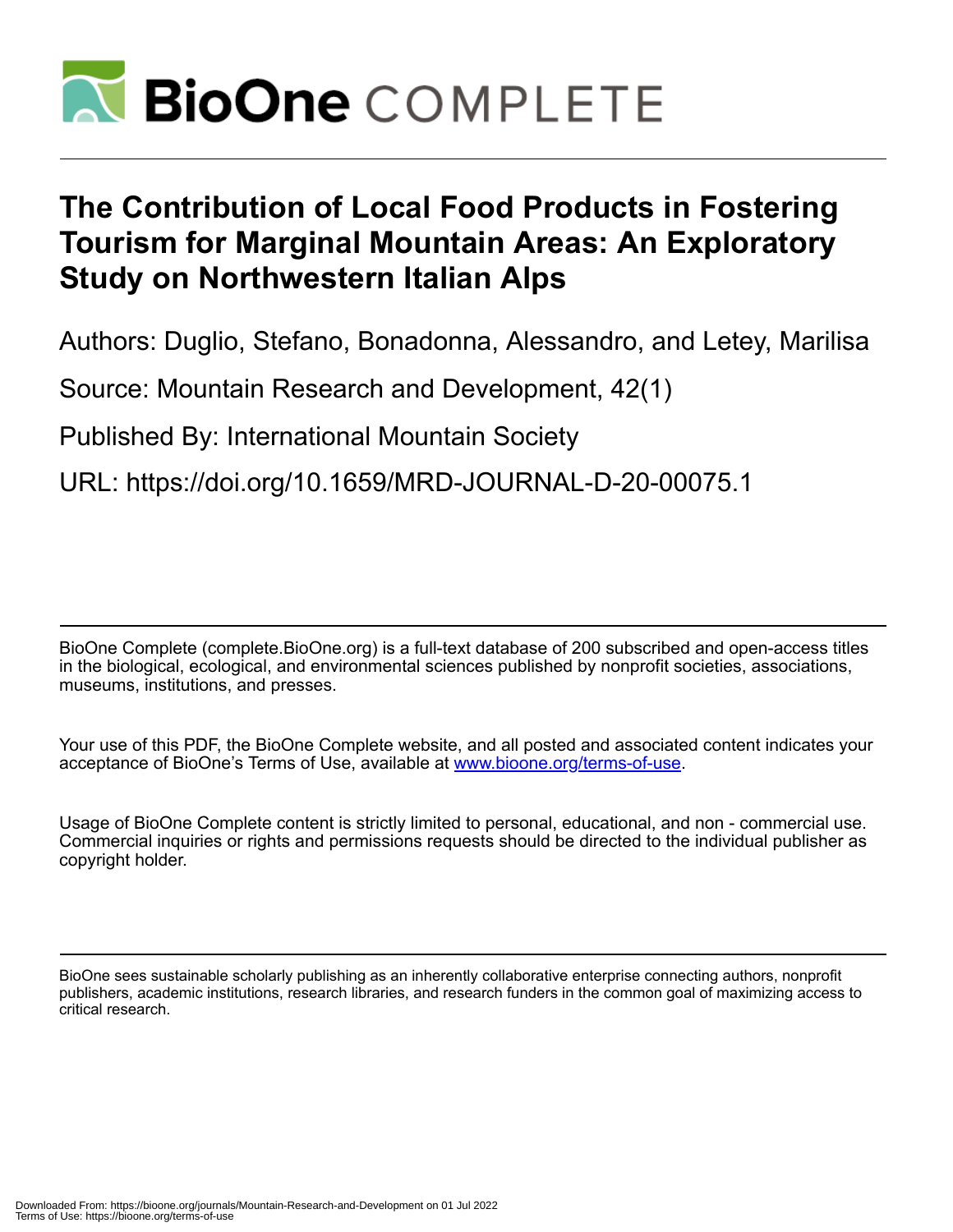# The Contribution of Local Food Products in Fostering Tourism for Marginal Mountain Areas: An Exploratory Study on Northwestern Italian Alps

Authors: Duglio, Stefano, Bonadonna, Alessandro, and Letey, Marilisa

Source: Mountain Research and Development, 42(1)

Published By: International Mountain Society

URL: https://doi.org/10.1659/MRD-JOURNAL-D-20-00075.1

BioOne Complete (complete.BioOne.org) is a full-text database of 200 subscribed and open-access titles in the biological, ecological, and environmental sciences published by nonprofit societies, associations, museums, institutions, and presses.

Your use of this PDF, the BioOne Complete website, and all posted and associated content indicates your acceptance of BioOne's Terms of Use, available at www.bioone.org/terms-of-use.

Usage of BioOne Complete content is strictly limited to personal, educational, and non - commercial use. Commercial inquiries or rights and permissions requests should be directed to the individual publisher as copyright holder.

BioOne sees sustainable scholarly publishing as an inherently collaborative enterprise connecting authors, nonprofit publishers, academic institutions, research libraries, and research funders in the common goal of maximizing access to critical research.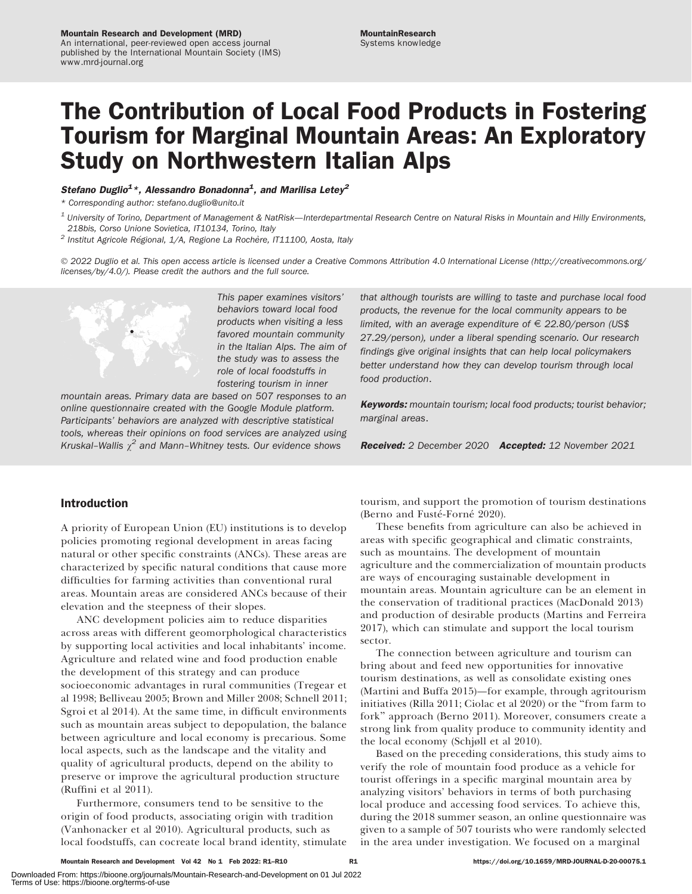# The Contribution of Local Food Products in Fostering Tourism for Marginal Mountain Areas: An Exploratory Study on Northwestern Italian Alps

***Stefano Duglio*[1]*\*, Alessandro Bonadonna*[1]*, and Marilisa Letey*[2]**

\* Corresponding author: stefano.duglio@unito.it

[1] University of Torino, Department of Management & NatRisk—Interdepartmental Research Centre on Natural Risks in Mountain and Hilly Environments, 218bis, Corso Unione Sovietica, IT10134, Torino, Italy

[2] Institut Agricole Régional, 1/A, Regione La Rochère, IT11100, Aosta, Italy

© 2022 Duglio et al. This open access article is licensed under a Creative Commons Attribution 4.0 International License (http://creativecommons.org/licenses/by/4.0/). Please credit the authors and the full source.

*This paper examines visitors' behaviors toward local food products when visiting a less favored mountain community in the Italian Alps. The aim of the study was to assess the role of local foodstuffs in fostering tourism in inner mountain areas. Primary data are based on 507 responses to an online questionnaire created with the Google Module platform. Participants' behaviors are analyzed with descriptive statistical tools, whereas their opinions on food services are analyzed using Kruskal–Wallis $\chi^2$ and Mann–Whitney tests. Our evidence shows that although tourists are willing to taste and purchase local food products, the revenue for the local community appears to be limited, with an average expenditure of € 22.80/person (US$ 27.29/person), under a liberal spending scenario. Our research findings give original insights that can help local policymakers better understand how they can develop tourism through local food production.*

***Keywords:** mountain tourism; local food products; tourist behavior; marginal areas.*

***Received:** 2 December 2020 **Accepted:** 12 November 2021*

## Introduction

A priority of European Union (EU) institutions is to develop policies promoting regional development in areas facing natural or other specific constraints (ANCs). These areas are characterized by specific natural conditions that cause more difficulties for farming activities than conventional rural areas. Mountain areas are considered ANCs because of their elevation and the steepness of their slopes.

ANC development policies aim to reduce disparities across areas with different geomorphological characteristics by supporting local activities and local inhabitants' income. Agriculture and related wine and food production enable the development of this strategy and can produce socioeconomic advantages in rural communities (Tregear et al 1998; Belliveau 2005; Brown and Miller 2008; Schnell 2011; Sgroi et al 2014). At the same time, in difficult environments such as mountain areas subject to depopulation, the balance between agriculture and local economy is precarious. Some local aspects, such as the landscape and the vitality and quality of agricultural products, depend on the ability to preserve or improve the agricultural production structure (Ruffini et al 2011).

Furthermore, consumers tend to be sensitive to the origin of food products, associating origin with tradition (Vanhonacker et al 2010). Agricultural products, such as local foodstuffs, can cocreate local brand identity, stimulate tourism, and support the promotion of tourism destinations (Berno and Fusté-Forné 2020).

These benefits from agriculture can also be achieved in areas with specific geographical and climatic constraints, such as mountains. The development of mountain agriculture and the commercialization of mountain products are ways of encouraging sustainable development in mountain areas. Mountain agriculture can be an element in the conservation of traditional practices (MacDonald 2013) and production of desirable products (Martins and Ferreira 2017), which can stimulate and support the local tourism sector.

The connection between agriculture and tourism can bring about and feed new opportunities for innovative tourism destinations, as well as consolidate existing ones (Martini and Buffa 2015)—for example, through agritourism initiatives (Rilla 2011; Ciolac et al 2020) or the "from farm to fork" approach (Berno 2011). Moreover, consumers create a strong link from quality produce to community identity and the local economy (Schjøll et al 2010).

Based on the preceding considerations, this study aims to verify the role of mountain food produce as a vehicle for tourist offerings in a specific marginal mountain area by analyzing visitors' behaviors in terms of both purchasing local produce and accessing food services. To achieve this, during the 2018 summer season, an online questionnaire was given to a sample of 507 tourists who were randomly selected in the area under investigation. We focused on a marginal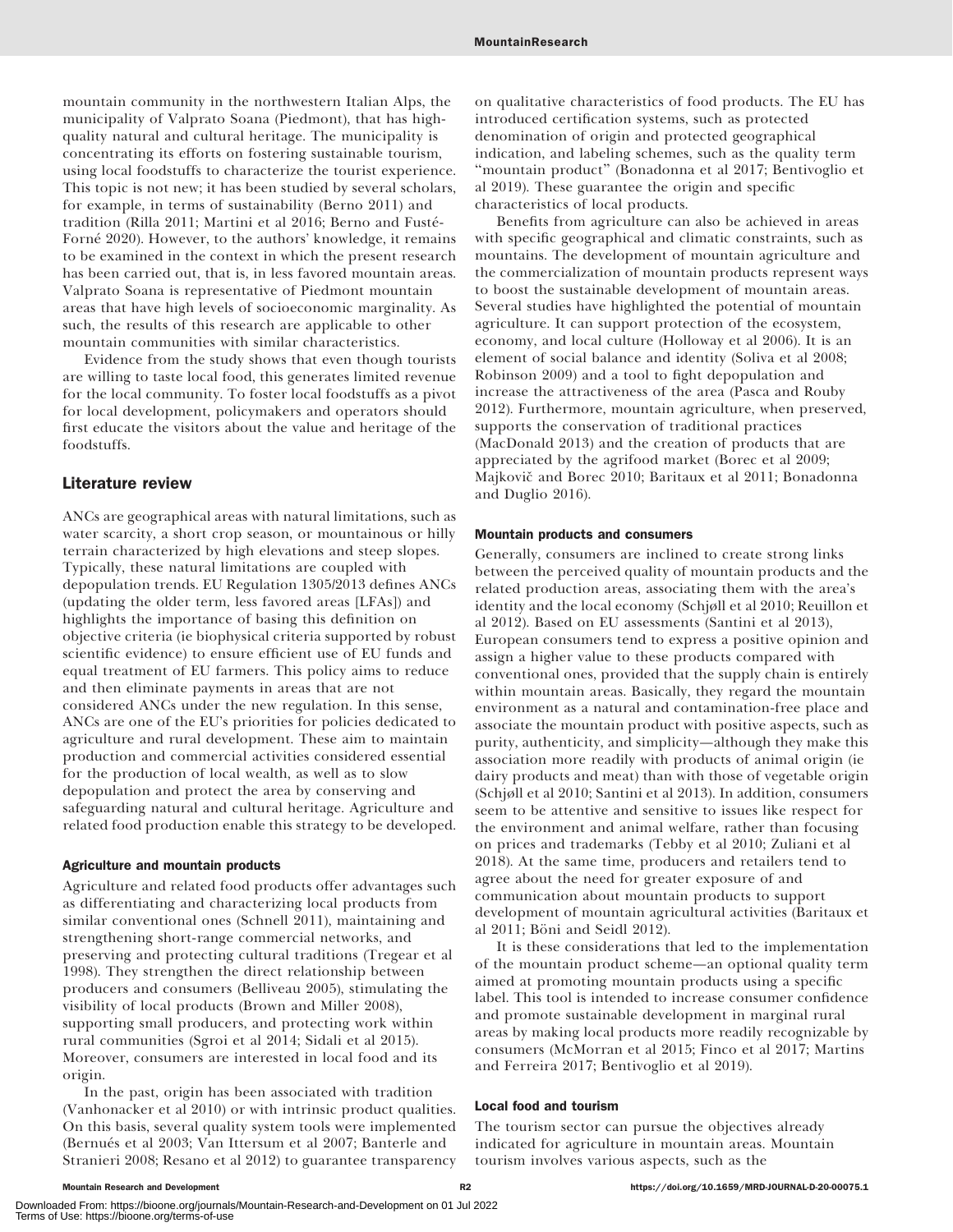mountain community in the northwestern Italian Alps, the municipality of Valprato Soana (Piedmont), that has high-quality natural and cultural heritage. The municipality is concentrating its efforts on fostering sustainable tourism, using local foodstuffs to characterize the tourist experience. This topic is not new; it has been studied by several scholars, for example, in terms of sustainability (Berno 2011) and tradition (Rilla 2011; Martini et al 2016; Berno and Fusté-Forné 2020). However, to the authors' knowledge, it remains to be examined in the context in which the present research has been carried out, that is, in less favored mountain areas. Valprato Soana is representative of Piedmont mountain areas that have high levels of socioeconomic marginality. As such, the results of this research are applicable to other mountain communities with similar characteristics.

Evidence from the study shows that even though tourists are willing to taste local food, this generates limited revenue for the local community. To foster local foodstuffs as a pivot for local development, policymakers and operators should first educate the visitors about the value and heritage of the foodstuffs.

## Literature review

ANCs are geographical areas with natural limitations, such as water scarcity, a short crop season, or mountainous or hilly terrain characterized by high elevations and steep slopes. Typically, these natural limitations are coupled with depopulation trends. EU Regulation 1305/2013 defines ANCs (updating the older term, less favored areas [LFAs]) and highlights the importance of basing this definition on objective criteria (ie biophysical criteria supported by robust scientific evidence) to ensure efficient use of EU funds and equal treatment of EU farmers. This policy aims to reduce and then eliminate payments in areas that are not considered ANCs under the new regulation. In this sense, ANCs are one of the EU's priorities for policies dedicated to agriculture and rural development. These aim to maintain production and commercial activities considered essential for the production of local wealth, as well as to slow depopulation and protect the area by conserving and safeguarding natural and cultural heritage. Agriculture and related food production enable this strategy to be developed.

### Agriculture and mountain products

Agriculture and related food products offer advantages such as differentiating and characterizing local products from similar conventional ones (Schnell 2011), maintaining and strengthening short-range commercial networks, and preserving and protecting cultural traditions (Tregear et al 1998). They strengthen the direct relationship between producers and consumers (Belliveau 2005), stimulating the visibility of local products (Brown and Miller 2008), supporting small producers, and protecting work within rural communities (Sgroi et al 2014; Sidali et al 2015). Moreover, consumers are interested in local food and its origin.

In the past, origin has been associated with tradition (Vanhonacker et al 2010) or with intrinsic product qualities. On this basis, several quality system tools were implemented (Bernués et al 2003; Van Ittersum et al 2007; Banterle and Stranieri 2008; Resano et al 2012) to guarantee transparency on qualitative characteristics of food products. The EU has introduced certification systems, such as protected denomination of origin and protected geographical indication, and labeling schemes, such as the quality term "mountain product" (Bonadonna et al 2017; Bentivoglio et al 2019). These guarantee the origin and specific characteristics of local products.

Benefits from agriculture can also be achieved in areas with specific geographical and climatic constraints, such as mountains. The development of mountain agriculture and the commercialization of mountain products represent ways to boost the sustainable development of mountain areas. Several studies have highlighted the potential of mountain agriculture. It can support protection of the ecosystem, economy, and local culture (Holloway et al 2006). It is an element of social balance and identity (Soliva et al 2008; Robinson 2009) and a tool to fight depopulation and increase the attractiveness of the area (Pasca and Rouby 2012). Furthermore, mountain agriculture, when preserved, supports the conservation of traditional practices (MacDonald 2013) and the creation of products that are appreciated by the agrifood market (Borec et al 2009; Majkovič and Borec 2010; Baritaux et al 2011; Bonadonna and Duglio 2016).

### Mountain products and consumers

Generally, consumers are inclined to create strong links between the perceived quality of mountain products and the related production areas, associating them with the area's identity and the local economy (Schjøll et al 2010; Reuillon et al 2012). Based on EU assessments (Santini et al 2013), European consumers tend to express a positive opinion and assign a higher value to these products compared with conventional ones, provided that the supply chain is entirely within mountain areas. Basically, they regard the mountain environment as a natural and contamination-free place and associate the mountain product with positive aspects, such as purity, authenticity, and simplicity—although they make this association more readily with products of animal origin (ie dairy products and meat) than with those of vegetable origin (Schjøll et al 2010; Santini et al 2013). In addition, consumers seem to be attentive and sensitive to issues like respect for the environment and animal welfare, rather than focusing on prices and trademarks (Tebby et al 2010; Zuliani et al 2018). At the same time, producers and retailers tend to agree about the need for greater exposure of and communication about mountain products to support development of mountain agricultural activities (Baritaux et al 2011; Böni and Seidl 2012).

It is these considerations that led to the implementation of the mountain product scheme—an optional quality term aimed at promoting mountain products using a specific label. This tool is intended to increase consumer confidence and promote sustainable development in marginal rural areas by making local products more readily recognizable by consumers (McMorran et al 2015; Finco et al 2017; Martins and Ferreira 2017; Bentivoglio et al 2019).

### Local food and tourism

The tourism sector can pursue the objectives already indicated for agriculture in mountain areas. Mountain tourism involves various aspects, such as the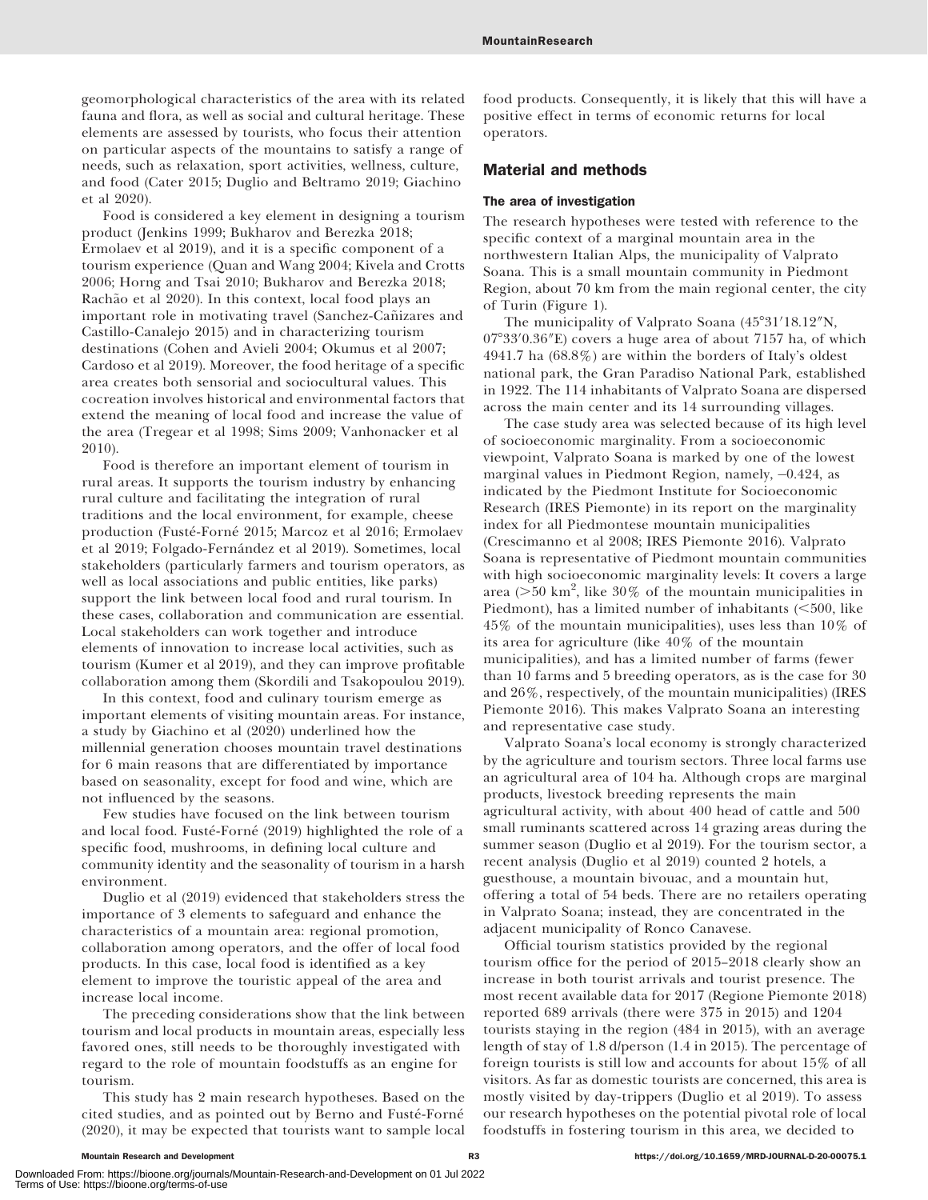geomorphological characteristics of the area with its related fauna and flora, as well as social and cultural heritage. These elements are assessed by tourists, who focus their attention on particular aspects of the mountains to satisfy a range of needs, such as relaxation, sport activities, wellness, culture, and food (Cater 2015; Duglio and Beltramo 2019; Giachino et al 2020).

Food is considered a key element in designing a tourism product (Jenkins 1999; Bukharov and Berezka 2018; Ermolaev et al 2019), and it is a specific component of a tourism experience (Quan and Wang 2004; Kivela and Crotts 2006; Horng and Tsai 2010; Bukharov and Berezka 2018; Rachão et al 2020). In this context, local food plays an important role in motivating travel (Sanchez-Cañizares and Castillo-Canalejo 2015) and in characterizing tourism destinations (Cohen and Avieli 2004; Okumus et al 2007; Cardoso et al 2019). Moreover, the food heritage of a specific area creates both sensorial and sociocultural values. This cocreation involves historical and environmental factors that extend the meaning of local food and increase the value of the area (Tregear et al 1998; Sims 2009; Vanhonacker et al 2010).

Food is therefore an important element of tourism in rural areas. It supports the tourism industry by enhancing rural culture and facilitating the integration of rural traditions and the local environment, for example, cheese production (Fusté-Forné 2015; Marcoz et al 2016; Ermolaev et al 2019; Folgado-Fernández et al 2019). Sometimes, local stakeholders (particularly farmers and tourism operators, as well as local associations and public entities, like parks) support the link between local food and rural tourism. In these cases, collaboration and communication are essential. Local stakeholders can work together and introduce elements of innovation to increase local activities, such as tourism (Kumer et al 2019), and they can improve profitable collaboration among them (Skordili and Tsakopoulou 2019).

In this context, food and culinary tourism emerge as important elements of visiting mountain areas. For instance, a study by Giachino et al (2020) underlined how the millennial generation chooses mountain travel destinations for 6 main reasons that are differentiated by importance based on seasonality, except for food and wine, which are not influenced by the seasons.

Few studies have focused on the link between tourism and local food. Fusté-Forné (2019) highlighted the role of a specific food, mushrooms, in defining local culture and community identity and the seasonality of tourism in a harsh environment.

Duglio et al (2019) evidenced that stakeholders stress the importance of 3 elements to safeguard and enhance the characteristics of a mountain area: regional promotion, collaboration among operators, and the offer of local food products. In this case, local food is identified as a key element to improve the touristic appeal of the area and increase local income.

The preceding considerations show that the link between tourism and local products in mountain areas, especially less favored ones, still needs to be thoroughly investigated with regard to the role of mountain foodstuffs as an engine for tourism.

This study has 2 main research hypotheses. Based on the cited studies, and as pointed out by Berno and Fusté-Forné (2020), it may be expected that tourists want to sample local food products. Consequently, it is likely that this will have a positive effect in terms of economic returns for local operators.

## Material and methods

### The area of investigation

The research hypotheses were tested with reference to the specific context of a marginal mountain area in the northwestern Italian Alps, the municipality of Valprato Soana. This is a small mountain community in Piedmont Region, about 70 km from the main regional center, the city of Turin (Figure 1).

The municipality of Valprato Soana (45°31′18.12″N, 07°33′0.36″E) covers a huge area of about 7157 ha, of which 4941.7 ha (68.8%) are within the borders of Italy's oldest national park, the Gran Paradiso National Park, established in 1922. The 114 inhabitants of Valprato Soana are dispersed across the main center and its 14 surrounding villages.

The case study area was selected because of its high level of socioeconomic marginality. From a socioeconomic viewpoint, Valprato Soana is marked by one of the lowest marginal values in Piedmont Region, namely, –0.424, as indicated by the Piedmont Institute for Socioeconomic Research (IRES Piemonte) in its report on the marginality index for all Piedmontese mountain municipalities (Crescimanno et al 2008; IRES Piemonte 2016). Valprato Soana is representative of Piedmont mountain communities with high socioeconomic marginality levels: It covers a large area (>50 $km^2$, like 30% of the mountain municipalities in Piedmont), has a limited number of inhabitants (<500, like 45% of the mountain municipalities), uses less than 10% of its area for agriculture (like 40% of the mountain municipalities), and has a limited number of farms (fewer than 10 farms and 5 breeding operators, as is the case for 30 and 26%, respectively, of the mountain municipalities) (IRES Piemonte 2016). This makes Valprato Soana an interesting and representative case study.

Valprato Soana's local economy is strongly characterized by the agriculture and tourism sectors. Three local farms use an agricultural area of 104 ha. Although crops are marginal products, livestock breeding represents the main agricultural activity, with about 400 head of cattle and 500 small ruminants scattered across 14 grazing areas during the summer season (Duglio et al 2019). For the tourism sector, a recent analysis (Duglio et al 2019) counted 2 hotels, a guesthouse, a mountain bivouac, and a mountain hut, offering a total of 54 beds. There are no retailers operating in Valprato Soana; instead, they are concentrated in the adjacent municipality of Ronco Canavese.

Official tourism statistics provided by the regional tourism office for the period of 2015–2018 clearly show an increase in both tourist arrivals and tourist presence. The most recent available data for 2017 (Regione Piemonte 2018) reported 689 arrivals (there were 375 in 2015) and 1204 tourists staying in the region (484 in 2015), with an average length of stay of 1.8 d/person (1.4 in 2015). The percentage of foreign tourists is still low and accounts for about 15% of all visitors. As far as domestic tourists are concerned, this area is mostly visited by day-trippers (Duglio et al 2019). To assess our research hypotheses on the potential pivotal role of local foodstuffs in fostering tourism in this area, we decided to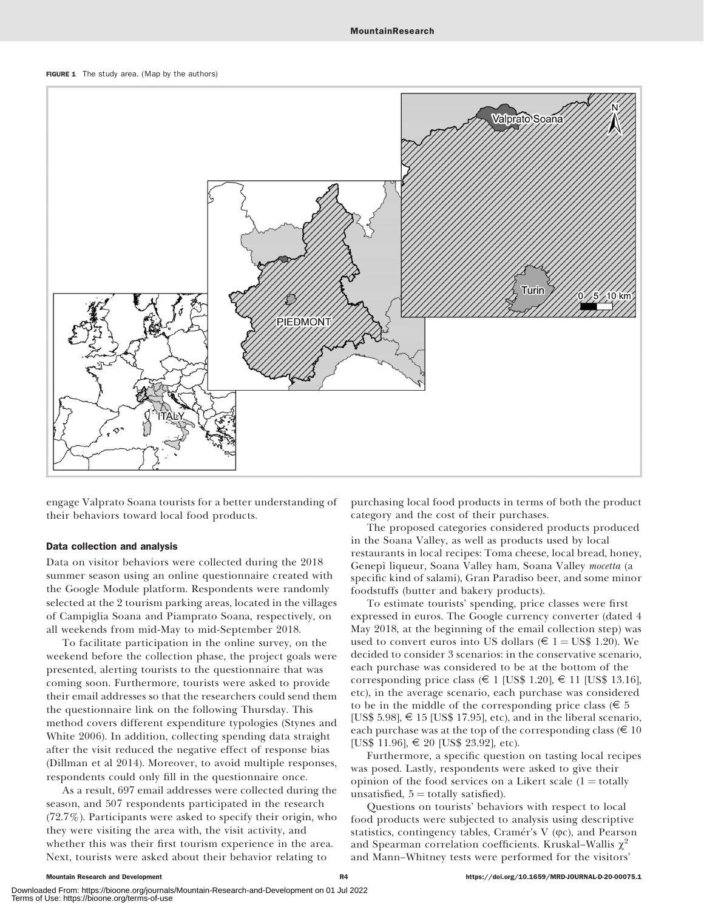FIGURE 1 The study area. (Map by the authors)

engage Valprato Soana tourists for a better understanding of their behaviors toward local food products.

### Data collection and analysis

Data on visitor behaviors were collected during the 2018 summer season using an online questionnaire created with the Google Module platform. Respondents were randomly selected at the 2 tourism parking areas, located in the villages of Campiglia Soana and Piamprato Soana, respectively, on all weekends from mid-May to mid-September 2018.

To facilitate participation in the online survey, on the weekend before the collection phase, the project goals were presented, alerting tourists to the questionnaire that was coming soon. Furthermore, tourists were asked to provide their email addresses so that the researchers could send them the questionnaire link on the following Thursday. This method covers different expenditure typologies (Stynes and White 2006). In addition, collecting spending data straight after the visit reduced the negative effect of response bias (Dillman et al 2014). Moreover, to avoid multiple responses, respondents could only fill in the questionnaire once.

As a result, 697 email addresses were collected during the season, and 507 respondents participated in the research (72.7%). Participants were asked to specify their origin, who they were visiting the area with, the visit activity, and whether this was their first tourism experience in the area. Next, tourists were asked about their behavior relating to purchasing local food products in terms of both the product category and the cost of their purchases.

The proposed categories considered products produced in the Soana Valley, as well as products used by local restaurants in local recipes: Toma cheese, local bread, honey, Genepì liqueur, Soana Valley ham, Soana Valley *mocetta* (a specific kind of salami), Gran Paradiso beer, and some minor foodstuffs (butter and bakery products).

To estimate tourists' spending, price classes were first expressed in euros. The Google currency converter (dated 4 May 2018, at the beginning of the email collection step) was used to convert euros into US dollars (€ 1 = US$ 1.20). We decided to consider 3 scenarios: in the conservative scenario, each purchase was considered to be at the bottom of the corresponding price class (€ 1 [US$ 1.20], € 11 [US$ 13.16], etc), in the average scenario, each purchase was considered to be in the middle of the corresponding price class (€ 5 [US$ 5.98], € 15 [US$ 17.95], etc), and in the liberal scenario, each purchase was at the top of the corresponding class (€ 10 [US$ 11.96], € 20 [US$ 23.92], etc).

Furthermore, a specific question on tasting local recipes was posed. Lastly, respondents were asked to give their opinion of the food services on a Likert scale (1 = totally unsatisfied, 5 = totally satisfied).

Questions on tourists' behaviors with respect to local food products were subjected to analysis using descriptive statistics, contingency tables, Cramér's V ($\varphi c$), and Pearson and Spearman correlation coefficients. Kruskal–Wallis $\chi^2$ and Mann–Whitney tests were performed for the visitors'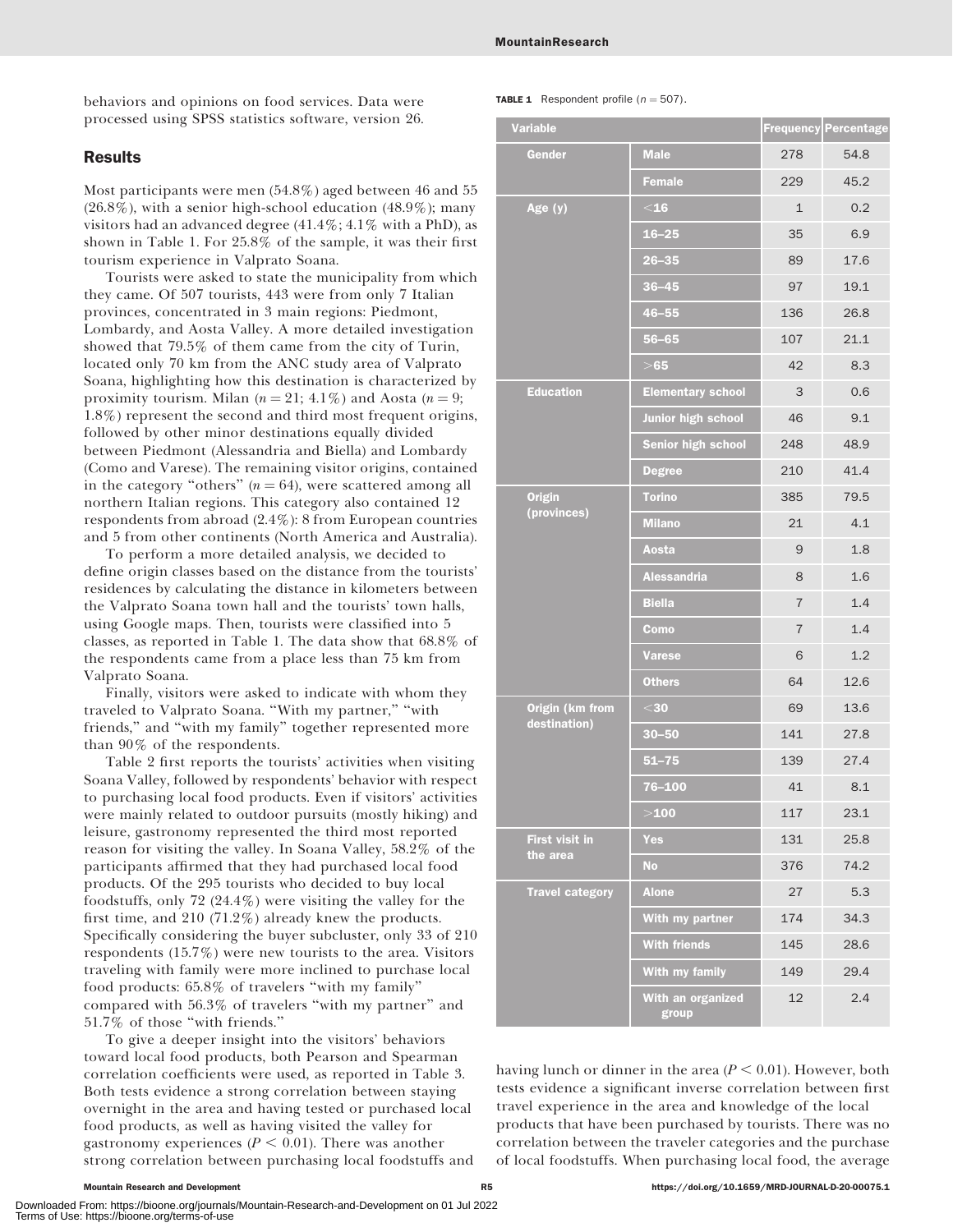behaviors and opinions on food services. Data were processed using SPSS statistics software, version 26.

## Results

Most participants were men (54.8%) aged between 46 and 55 (26.8%), with a senior high-school education (48.9%); many visitors had an advanced degree (41.4%; 4.1% with a PhD), as shown in Table 1. For 25.8% of the sample, it was their first tourism experience in Valprato Soana.

Tourists were asked to state the municipality from which they came. Of 507 tourists, 443 were from only 7 Italian provinces, concentrated in 3 main regions: Piedmont, Lombardy, and Aosta Valley. A more detailed investigation showed that 79.5% of them came from the city of Turin, located only 70 km from the ANC study area of Valprato Soana, highlighting how this destination is characterized by proximity tourism. Milan ($n = 21$; 4.1%) and Aosta ($n = 9$; 1.8%) represent the second and third most frequent origins, followed by other minor destinations equally divided between Piedmont (Alessandria and Biella) and Lombardy (Como and Varese). The remaining visitor origins, contained in the category "others" ($n = 64$), were scattered among all northern Italian regions. This category also contained 12 respondents from abroad (2.4%): 8 from European countries and 5 from other continents (North America and Australia).

To perform a more detailed analysis, we decided to define origin classes based on the distance from the tourists' residences by calculating the distance in kilometers between the Valprato Soana town hall and the tourists' town halls, using Google maps. Then, tourists were classified into 5 classes, as reported in Table 1. The data show that 68.8% of the respondents came from a place less than 75 km from Valprato Soana.

Finally, visitors were asked to indicate with whom they traveled to Valprato Soana. "With my partner," "with friends," and "with my family" together represented more than 90% of the respondents.

Table 2 first reports the tourists' activities when visiting Soana Valley, followed by respondents' behavior with respect to purchasing local food products. Even if visitors' activities were mainly related to outdoor pursuits (mostly hiking) and leisure, gastronomy represented the third most reported reason for visiting the valley. In Soana Valley, 58.2% of the participants affirmed that they had purchased local food products. Of the 295 tourists who decided to buy local foodstuffs, only 72 (24.4%) were visiting the valley for the first time, and 210 (71.2%) already knew the products. Specifically considering the buyer subcluster, only 33 of 210 respondents (15.7%) were new tourists to the area. Visitors traveling with family were more inclined to purchase local food products: 65.8% of travelers "with my family" compared with 56.3% of travelers "with my partner" and 51.7% of those "with friends."

To give a deeper insight into the visitors' behaviors toward local food products, both Pearson and Spearman correlation coefficients were used, as reported in Table 3. Both tests evidence a strong correlation between staying overnight in the area and having tested or purchased local food products, as well as having visited the valley for gastronomy experiences ($P < 0.01$). There was another strong correlation between purchasing local foodstuffs and having lunch or dinner in the area ($P < 0.01$). However, both tests evidence a significant inverse correlation between first travel experience in the area and knowledge of the local products that have been purchased by tourists. There was no correlation between the traveler categories and the purchase of local foodstuffs. When purchasing local food, the average

**TABLE 1** Respondent profile ($n = 507$).

| Variable | | Frequency | Percentage |
|---|---|---|---|
| Gender | Male | 278 | 54.8 |
| | Female | 229 | 45.2 |
| Age (y) | <16 | 1 | 0.2 |
| | 16–25 | 35 | 6.9 |
| | 26–35 | 89 | 17.6 |
| | 36–45 | 97 | 19.1 |
| | 46–55 | 136 | 26.8 |
| | 56–65 | 107 | 21.1 |
| | >65 | 42 | 8.3 |
| Education | Elementary school | 3 | 0.6 |
| | Junior high school | 46 | 9.1 |
| | Senior high school | 248 | 48.9 |
| | Degree | 210 | 41.4 |
| Origin (provinces) | Torino | 385 | 79.5 |
| | Milano | 21 | 4.1 |
| | Aosta | 9 | 1.8 |
| | Alessandria | 8 | 1.6 |
| | Biella | 7 | 1.4 |
| | Como | 7 | 1.4 |
| | Varese | 6 | 1.2 |
| | Others | 64 | 12.6 |
| Origin (km from destination) | <30 | 69 | 13.6 |
| | 30–50 | 141 | 27.8 |
| | 51–75 | 139 | 27.4 |
| | 76–100 | 41 | 8.1 |
| | >100 | 117 | 23.1 |
| First visit in the area | Yes | 131 | 25.8 |
| | No | 376 | 74.2 |
| Travel category | Alone | 27 | 5.3 |
| | With my partner | 174 | 34.3 |
| | With friends | 145 | 28.6 |
| | With my family | 149 | 29.4 |
| | With an organized group | 12 | 2.4 |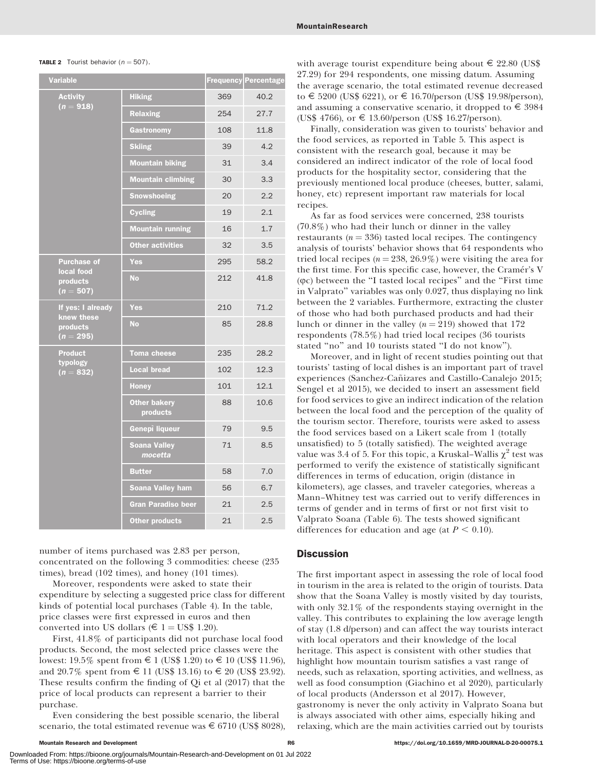**TABLE 2** Tourist behavior ($n = 507$).

| Variable | | Frequency | Percentage |
|---|---|---|---|
| Activity ($n = 918$) | Hiking | 369 | 40.2 |
| | Relaxing | 254 | 27.7 |
| | Gastronomy | 108 | 11.8 |
| | Skiing | 39 | 4.2 |
| | Mountain biking | 31 | 3.4 |
| | Mountain climbing | 30 | 3.3 |
| | Snowshoeing | 20 | 2.2 |
| | Cycling | 19 | 2.1 |
| | Mountain running | 16 | 1.7 |
| | Other activities | 32 | 3.5 |
| Purchase of local food products ($n = 507$) | Yes | 295 | 58.2 |
| | No | 212 | 41.8 |
| If yes: I already knew these products ($n = 295$) | Yes | 210 | 71.2 |
| | No | 85 | 28.8 |
| Product typology ($n = 832$) | Toma cheese | 235 | 28.2 |
| | Local bread | 102 | 12.3 |
| | Honey | 101 | 12.1 |
| | Other bakery products | 88 | 10.6 |
| | Genepì liqueur | 79 | 9.5 |
| | Soana Valley *mocetta* | 71 | 8.5 |
| | Butter | 58 | 7.0 |
| | Soana Valley ham | 56 | 6.7 |
| | Gran Paradiso beer | 21 | 2.5 |
| | Other products | 21 | 2.5 |

number of items purchased was 2.83 per person, concentrated on the following 3 commodities: cheese (235 times), bread (102 times), and honey (101 times).

Moreover, respondents were asked to state their expenditure by selecting a suggested price class for different kinds of potential local purchases (Table 4). In the table, price classes were first expressed in euros and then converted into US dollars (€ 1 = US$ 1.20).

First, 41.8% of participants did not purchase local food products. Second, the most selected price classes were the lowest: 19.5% spent from € 1 (US$ 1.20) to € 10 (US$ 11.96), and 20.7% spent from € 11 (US$ 13.16) to € 20 (US$ 23.92). These results confirm the finding of Qi et al (2017) that the price of local products can represent a barrier to their purchase.

Even considering the best possible scenario, the liberal scenario, the total estimated revenue was € 6710 (US$ 8028), with average tourist expenditure being about € 22.80 (US$ 27.29) for 294 respondents, one missing datum. Assuming the average scenario, the total estimated revenue decreased to € 5200 (US$ 6221), or € 16.70/person (US$ 19.98/person), and assuming a conservative scenario, it dropped to € 3984 (US$ 4766), or € 13.60/person (US$ 16.27/person).

Finally, consideration was given to tourists' behavior and the food services, as reported in Table 5. This aspect is consistent with the research goal, because it may be considered an indirect indicator of the role of local food products for the hospitality sector, considering that the previously mentioned local produce (cheeses, butter, salami, honey, etc) represent important raw materials for local recipes.

As far as food services were concerned, 238 tourists (70.8%) who had their lunch or dinner in the valley restaurants ($n = 336$) tasted local recipes. The contingency analysis of tourists' behavior shows that 64 respondents who tried local recipes ($n = 238$, 26.9%) were visiting the area for the first time. For this specific case, however, the Cramér's V ($\varphi c$) between the "I tasted local recipes" and the "First time in Valprato" variables was only 0.027, thus displaying no link between the 2 variables. Furthermore, extracting the cluster of those who had both purchased products and had their lunch or dinner in the valley ($n = 219$) showed that 172 respondents (78.5%) had tried local recipes (36 tourists stated "no" and 10 tourists stated "I do not know").

Moreover, and in light of recent studies pointing out that tourists' tasting of local dishes is an important part of travel experiences (Sanchez-Cañizares and Castillo-Canalejo 2015; Sengel et al 2015), we decided to insert an assessment field for food services to give an indirect indication of the relation between the local food and the perception of the quality of the tourism sector. Therefore, tourists were asked to assess the food services based on a Likert scale from 1 (totally unsatisfied) to 5 (totally satisfied). The weighted average value was 3.4 of 5. For this topic, a Kruskal–Wallis $\chi^2$ test was performed to verify the existence of statistically significant differences in terms of education, origin (distance in kilometers), age classes, and traveler categories, whereas a Mann–Whitney test was carried out to verify differences in terms of gender and in terms of first or not first visit to Valprato Soana (Table 6). The tests showed significant differences for education and age (at $P < 0.10$).

## Discussion

The first important aspect in assessing the role of local food in tourism in the area is related to the origin of tourists. Data show that the Soana Valley is mostly visited by day tourists, with only 32.1% of the respondents staying overnight in the valley. This contributes to explaining the low average length of stay (1.8 d/person) and can affect the way tourists interact with local operators and their knowledge of the local heritage. This aspect is consistent with other studies that highlight how mountain tourism satisfies a vast range of needs, such as relaxation, sporting activities, and wellness, as well as food consumption (Giachino et al 2020), particularly of local products (Andersson et al 2017). However, gastronomy is never the only activity in Valprato Soana but is always associated with other aims, especially hiking and relaxing, which are the main activities carried out by tourists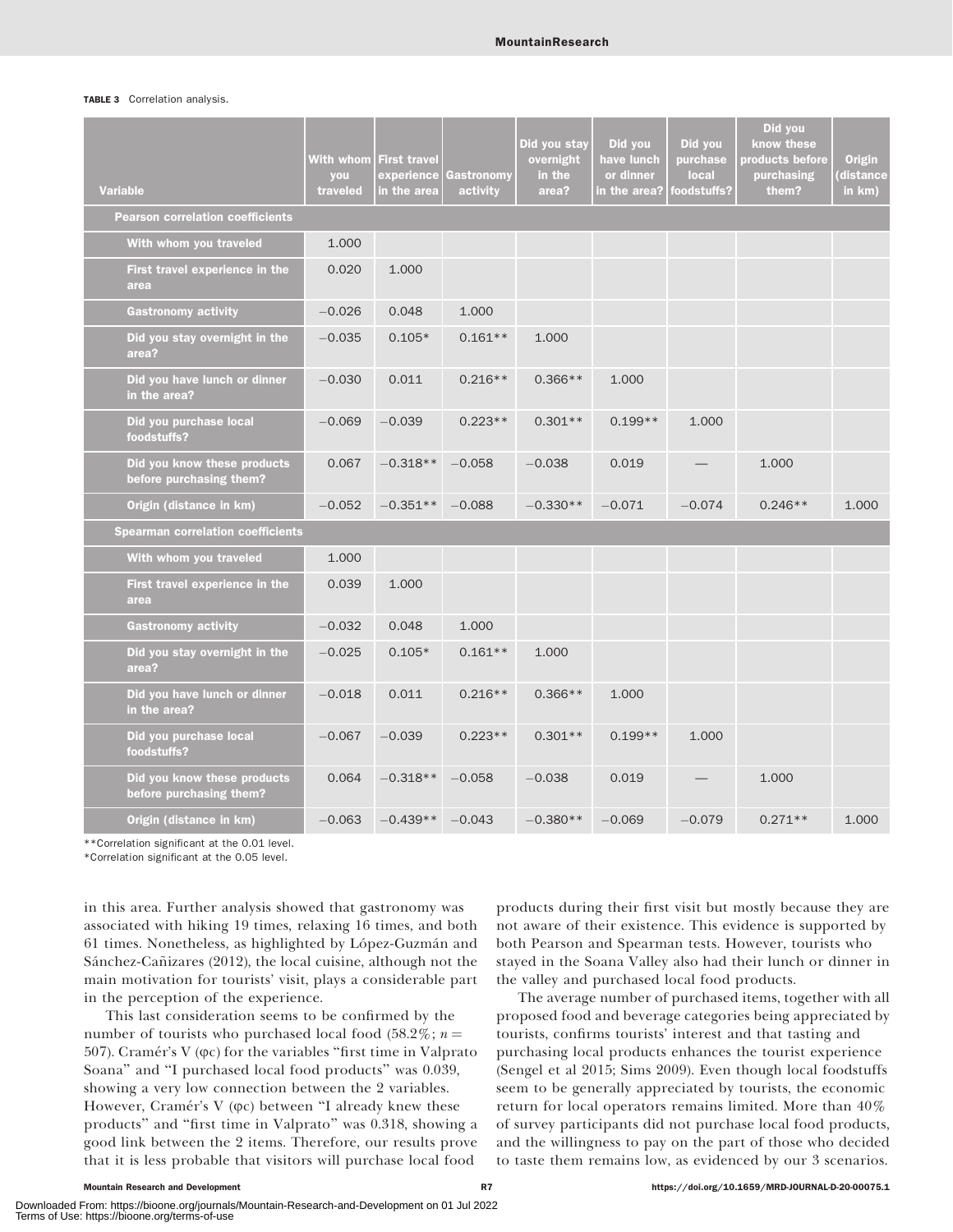**TABLE 3** Correlation analysis.

| Variable | With whom you traveled | First travel experience in the area | Gastronomy activity | Did you stay overnight in the area? | Did you have lunch or dinner in the area? | Did you purchase local foodstuffs? | Did you know these products before purchasing them? | Origin (distance in km) |
|---|---|---|---|---|---|---|---|---|
| **Pearson correlation coefficients** | | | | | | | | |
| With whom you traveled | 1.000 | | | | | | | |
| First travel experience in the area | 0.020 | 1.000 | | | | | | |
| Gastronomy activity | −0.026 | 0.048 | 1.000 | | | | | |
| Did you stay overnight in the area? | −0.035 | 0.105* | 0.161** | 1.000 | | | | |
| Did you have lunch or dinner in the area? | −0.030 | 0.011 | 0.216** | 0.366** | 1.000 | | | |
| Did you purchase local foodstuffs? | −0.069 | −0.039 | 0.223** | 0.301** | 0.199** | 1.000 | | |
| Did you know these products before purchasing them? | 0.067 | −0.318** | −0.058 | −0.038 | 0.019 | — | 1.000 | |
| Origin (distance in km) | −0.052 | −0.351** | −0.088 | −0.330** | −0.071 | −0.074 | 0.246** | 1.000 |
| **Spearman correlation coefficients** | | | | | | | | |
| With whom you traveled | 1.000 | | | | | | | |
| First travel experience in the area | 0.039 | 1.000 | | | | | | |
| Gastronomy activity | −0.032 | 0.048 | 1.000 | | | | | |
| Did you stay overnight in the area? | −0.025 | 0.105* | 0.161** | 1.000 | | | | |
| Did you have lunch or dinner in the area? | −0.018 | 0.011 | 0.216** | 0.366** | 1.000 | | | |
| Did you purchase local foodstuffs? | −0.067 | −0.039 | 0.223** | 0.301** | 0.199** | 1.000 | | |
| Did you know these products before purchasing them? | 0.064 | −0.318** | −0.058 | −0.038 | 0.019 | — | 1.000 | |
| Origin (distance in km) | −0.063 | −0.439** | −0.043 | −0.380** | −0.069 | −0.079 | 0.271** | 1.000 |

**Correlation significant at the 0.01 level.
*Correlation significant at the 0.05 level.

in this area. Further analysis showed that gastronomy was associated with hiking 19 times, relaxing 16 times, and both 61 times. Nonetheless, as highlighted by López-Guzmán and Sánchez-Cañizares (2012), the local cuisine, although not the main motivation for tourists' visit, plays a considerable part in the perception of the experience.

This last consideration seems to be confirmed by the number of tourists who purchased local food (58.2%; $n = 507$). Cramér's V (φc) for the variables "first time in Valprato Soana" and "I purchased local food products" was 0.039, showing a very low connection between the 2 variables. However, Cramér's V (φc) between "I already knew these products" and "first time in Valprato" was 0.318, showing a good link between the 2 items. Therefore, our results prove that it is less probable that visitors will purchase local food products during their first visit but mostly because they are not aware of their existence. This evidence is supported by both Pearson and Spearman tests. However, tourists who stayed in the Soana Valley also had their lunch or dinner in the valley and purchased local food products.

The average number of purchased items, together with all proposed food and beverage categories being appreciated by tourists, confirms tourists' interest and that tasting and purchasing local products enhances the tourist experience (Sengel et al 2015; Sims 2009). Even though local foodstuffs seem to be generally appreciated by tourists, the economic return for local operators remains limited. More than 40% of survey participants did not purchase local food products, and the willingness to pay on the part of those who decided to taste them remains low, as evidenced by our 3 scenarios.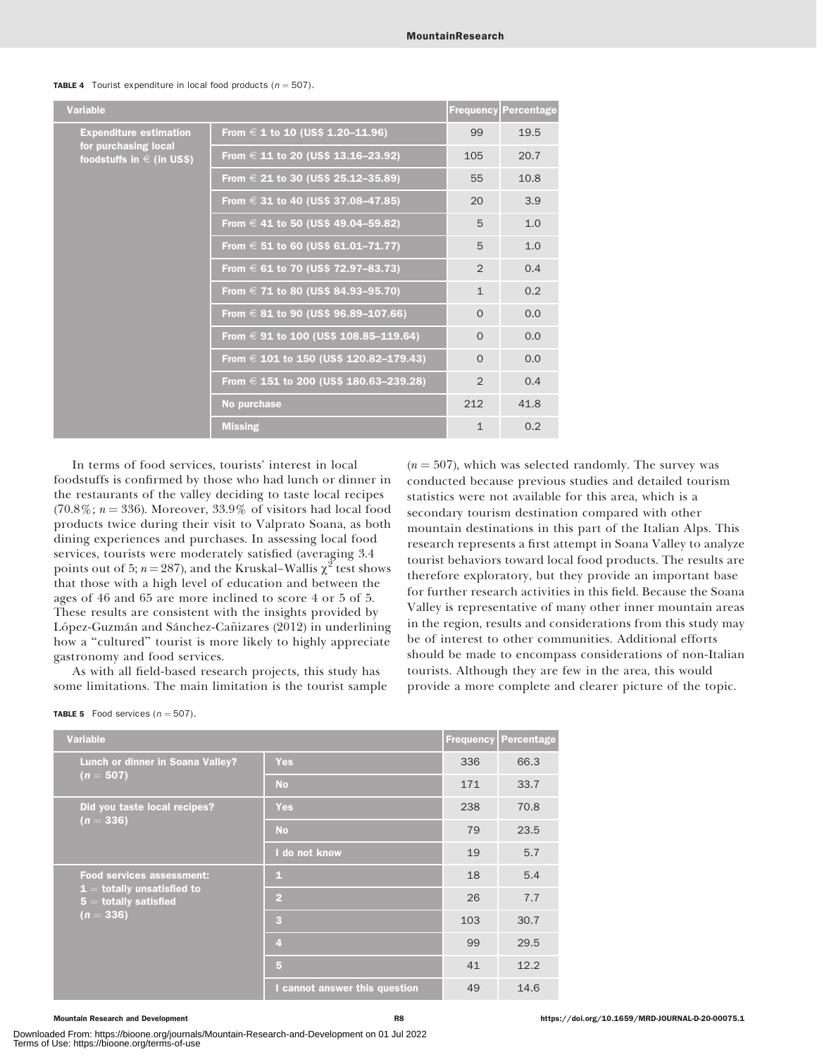**TABLE 4** Tourist expenditure in local food products ($n = 507$).

| Variable | | Frequency | Percentage |
|---|---|---|---|
| Expenditure estimation for purchasing local foodstuffs in € (in US$) | From € 1 to 10 (US$ 1.20–11.96) | 99 | 19.5 |
| | From € 11 to 20 (US$ 13.16–23.92) | 105 | 20.7 |
| | From € 21 to 30 (US$ 25.12–35.89) | 55 | 10.8 |
| | From € 31 to 40 (US$ 37.08–47.85) | 20 | 3.9 |
| | From € 41 to 50 (US$ 49.04–59.82) | 5 | 1.0 |
| | From € 51 to 60 (US$ 61.01–71.77) | 5 | 1.0 |
| | From € 61 to 70 (US$ 72.97–83.73) | 2 | 0.4 |
| | From € 71 to 80 (US$ 84.93–95.70) | 1 | 0.2 |
| | From € 81 to 90 (US$ 96.89–107.66) | 0 | 0.0 |
| | From € 91 to 100 (US$ 108.85–119.64) | 0 | 0.0 |
| | From € 101 to 150 (US$ 120.82–179.43) | 0 | 0.0 |
| | From € 151 to 200 (US$ 180.63–239.28) | 2 | 0.4 |
| | No purchase | 212 | 41.8 |
| | Missing | 1 | 0.2 |

In terms of food services, tourists' interest in local foodstuffs is confirmed by those who had lunch or dinner in the restaurants of the valley deciding to taste local recipes (70.8%; $n = 336$). Moreover, 33.9% of visitors had local food products twice during their visit to Valprato Soana, as both dining experiences and purchases. In assessing local food services, tourists were moderately satisfied (averaging 3.4 points out of 5; $n = 287$), and the Kruskal–Wallis $\chi^2$ test shows that those with a high level of education and between the ages of 46 and 65 are more inclined to score 4 or 5 of 5. These results are consistent with the insights provided by López-Guzmán and Sánchez-Cañizares (2012) in underlining how a "cultured" tourist is more likely to highly appreciate gastronomy and food services.

As with all field-based research projects, this study has some limitations. The main limitation is the tourist sample ($n = 507$), which was selected randomly. The survey was conducted because previous studies and detailed tourism statistics were not available for this area, which is a secondary tourism destination compared with other mountain destinations in this part of the Italian Alps. This research represents a first attempt in Soana Valley to analyze tourist behaviors toward local food products. The results are therefore exploratory, but they provide an important base for further research activities in this field. Because the Soana Valley is representative of many other inner mountain areas in the region, results and considerations from this study may be of interest to other communities. Additional efforts should be made to encompass considerations of non-Italian tourists. Although they are few in the area, this would provide a more complete and clearer picture of the topic.

**TABLE 5** Food services ($n = 507$).

| Variable | | Frequency | Percentage |
|---|---|---|---|
| Lunch or dinner in Soana Valley? ($n = 507$) | Yes | 336 | 66.3 |
| | No | 171 | 33.7 |
| Did you taste local recipes? ($n = 336$) | Yes | 238 | 70.8 |
| | No | 79 | 23.5 |
| | I do not know | 19 | 5.7 |
| Food services assessment: 1 = totally unsatisfied to 5 = totally satisfied ($n = 336$) | 1 | 18 | 5.4 |
| | 2 | 26 | 7.7 |
| | 3 | 103 | 30.7 |
| | 4 | 99 | 29.5 |
| | 5 | 41 | 12.2 |
| | I cannot answer this question | 49 | 14.6 |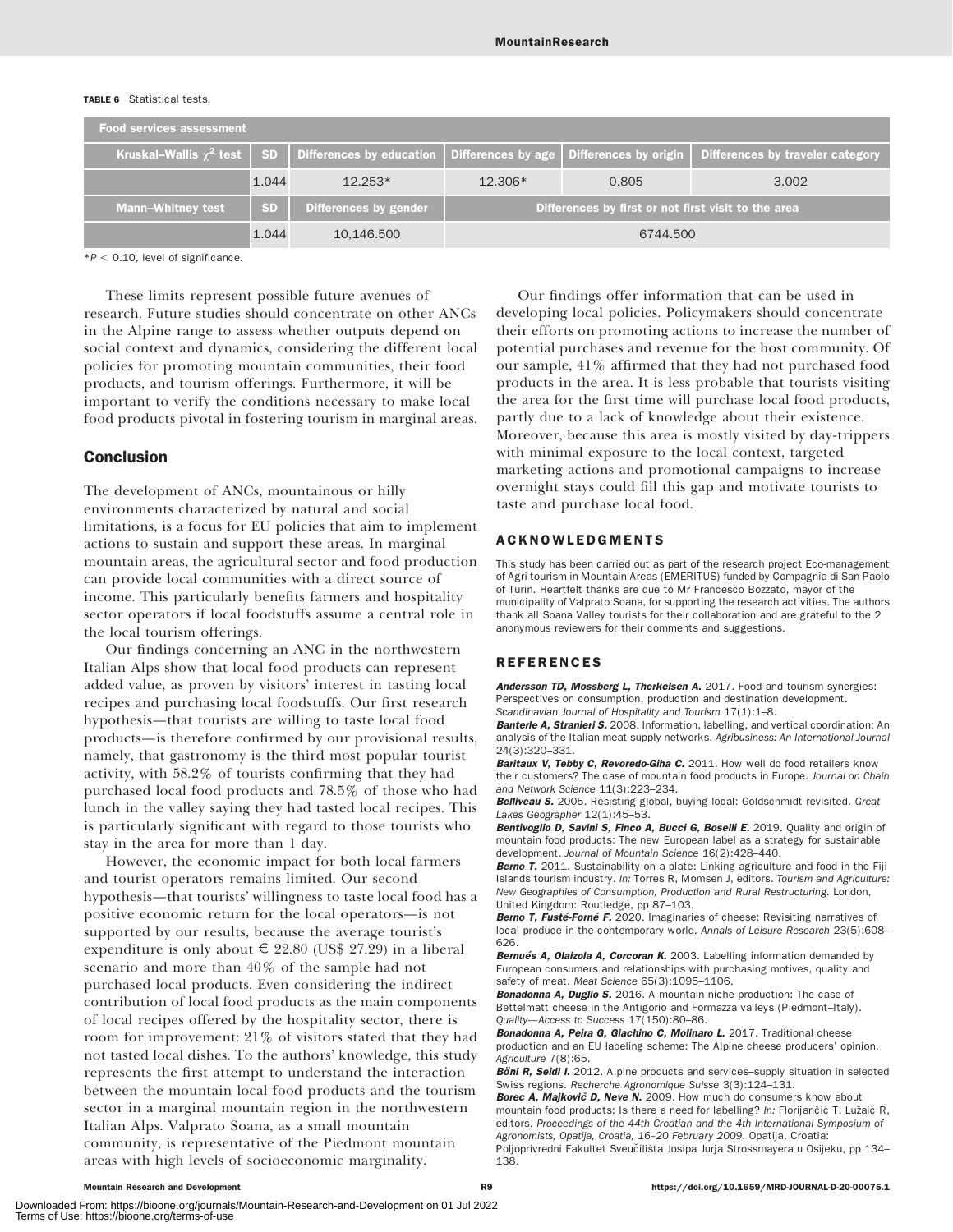**TABLE 6** Statistical tests.

| Food services assessment | | | | | |
|---|---|---|---|---|---|
| Kruskal–Wallis $\chi^2$ test | SD | Differences by education | Differences by age | Differences by origin | Differences by traveler category |
| | 1.044 | 12.253* | 12.306* | 0.805 | 3.002 |
| Mann–Whitney test | SD | Differences by gender | Differences by first or not first visit to the area | | |
| | 1.044 | 10,146.500 | 6744.500 | | |

*$P < 0.10$, level of significance.

These limits represent possible future avenues of research. Future studies should concentrate on other ANCs in the Alpine range to assess whether outputs depend on social context and dynamics, considering the different local policies for promoting mountain communities, their food products, and tourism offerings. Furthermore, it will be important to verify the conditions necessary to make local food products pivotal in fostering tourism in marginal areas.

## Conclusion

The development of ANCs, mountainous or hilly environments characterized by natural and social limitations, is a focus for EU policies that aim to implement actions to sustain and support these areas. In marginal mountain areas, the agricultural sector and food production can provide local communities with a direct source of income. This particularly benefits farmers and hospitality sector operators if local foodstuffs assume a central role in the local tourism offerings.

Our findings concerning an ANC in the northwestern Italian Alps show that local food products can represent added value, as proven by visitors' interest in tasting local recipes and purchasing local foodstuffs. Our first research hypothesis—that tourists are willing to taste local food products—is therefore confirmed by our provisional results, namely, that gastronomy is the third most popular tourist activity, with 58.2% of tourists confirming that they had purchased local food products and 78.5% of those who had lunch in the valley saying they had tasted local recipes. This is particularly significant with regard to those tourists who stay in the area for more than 1 day.

However, the economic impact for both local farmers and tourist operators remains limited. Our second hypothesis—that tourists' willingness to taste local food has a positive economic return for the local operators—is not supported by our results, because the average tourist's expenditure is only about € 22.80 (US$ 27.29) in a liberal scenario and more than 40% of the sample had not purchased local products. Even considering the indirect contribution of local food products as the main components of local recipes offered by the hospitality sector, there is room for improvement: 21% of visitors stated that they had not tasted local dishes. To the authors' knowledge, this study represents the first attempt to understand the interaction between the mountain local food products and the tourism sector in a marginal mountain region in the northwestern Italian Alps. Valprato Soana, as a small mountain community, is representative of the Piedmont mountain areas with high levels of socioeconomic marginality.

Our findings offer information that can be used in developing local policies. Policymakers should concentrate their efforts on promoting actions to increase the number of potential purchases and revenue for the host community. Of our sample, 41% affirmed that they had not purchased food products in the area. It is less probable that tourists visiting the area for the first time will purchase local food products, partly due to a lack of knowledge about their existence. Moreover, because this area is mostly visited by day-trippers with minimal exposure to the local context, targeted marketing actions and promotional campaigns to increase overnight stays could fill this gap and motivate tourists to taste and purchase local food.

## ACKNOWLEDGMENTS

This study has been carried out as part of the research project Eco-management of Agri-tourism in Mountain Areas (EMERITUS) funded by Compagnia di San Paolo of Turin. Heartfelt thanks are due to Mr Francesco Bozzato, mayor of the municipality of Valprato Soana, for supporting the research activities. The authors thank all Soana Valley tourists for their collaboration and are grateful to the 2 anonymous reviewers for their comments and suggestions.

## REFERENCES

***Andersson TD, Mossberg L, Therkelsen A.*** 2017. Food and tourism synergies: Perspectives on consumption, production and destination development. *Scandinavian Journal of Hospitality and Tourism* 17(1):1–8.

***Banterle A, Stranieri S.*** 2008. Information, labelling, and vertical coordination: An analysis of the Italian meat supply networks. *Agribusiness: An International Journal* 24(3):320–331.

***Baritaux V, Tebby C, Revoredo-Giha C.*** 2011. How well do food retailers know their customers? The case of mountain food products in Europe. *Journal on Chain and Network Science* 11(3):223–234.

***Belliveau S.*** 2005. Resisting global, buying local: Goldschmidt revisited. *Great Lakes Geographer* 12(1):45–53.

***Bentivoglio D, Savini S, Finco A, Bucci G, Boselli E.*** 2019. Quality and origin of mountain food products: The new European label as a strategy for sustainable development. *Journal of Mountain Science* 16(2):428–440.

***Berno T.*** 2011. Sustainability on a plate: Linking agriculture and food in the Fiji Islands tourism industry. *In:* Torres R, Momsen J, editors. *Tourism and Agriculture: New Geographies of Consumption, Production and Rural Restructuring*. London, United Kingdom: Routledge, pp 87–103.

***Berno T, Fusté-Forné F.*** 2020. Imaginaries of cheese: Revisiting narratives of local produce in the contemporary world. *Annals of Leisure Research* 23(5):608–626.

***Bernués A, Olaizola A, Corcoran K.*** 2003. Labelling information demanded by European consumers and relationships with purchasing motives, quality and safety of meat. *Meat Science* 65(3):1095–1106.

***Bonadonna A, Duglio S.*** 2016. A mountain niche production: The case of Bettelmatt cheese in the Antigorio and Formazza valleys (Piedmont–Italy). *Quality—Access to Success* 17(150):80–86.

***Bonadonna A, Peira G, Giachino C, Molinaro L.*** 2017. Traditional cheese production and an EU labeling scheme: The Alpine cheese producers' opinion. *Agriculture* 7(8):65.

***Böni R, Seidl I.*** 2012. Alpine products and services–supply situation in selected Swiss regions. *Recherche Agronomique Suisse* 3(3):124–131.

***Borec A, Majkovič D, Neve N.*** 2009. How much do consumers know about mountain food products: Is there a need for labelling? *In:* Florijančić T, Lužaić R, editors. *Proceedings of the 44th Croatian and the 4th International Symposium of Agronomists, Opatija, Croatia, 16–20 February 2009*. Opatija, Croatia: Poljoprivredni Fakultet Sveučilišta Josipa Jurja Strossmayera u Osijeku, pp 134–138.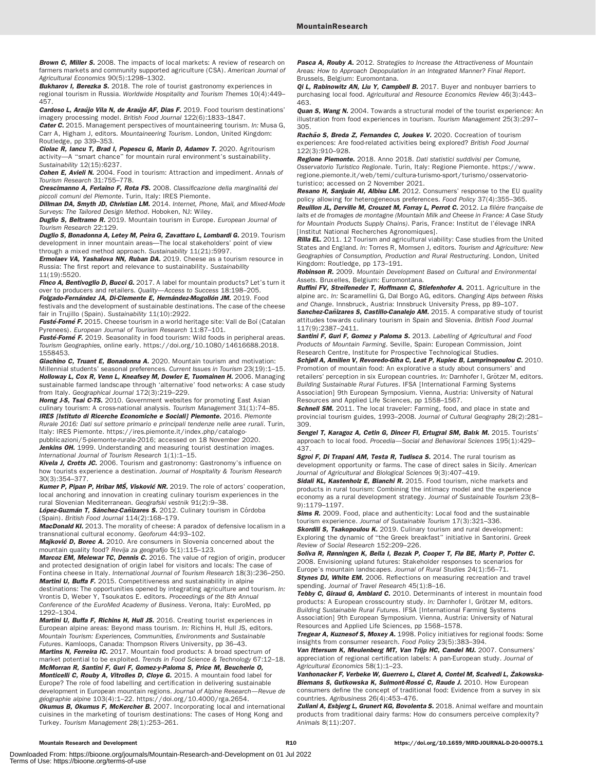**Brown C, Miller S.** 2008. The impacts of local markets: A review of research on farmers markets and community supported agriculture (CSA). *American Journal of Agricultural Economics* 90(5):1298–1302.

**Bukharov I, Berezka S.** 2018. The role of tourist gastronomy experiences in regional tourism in Russia. *Worldwide Hospitality and Tourism Themes* 10(4):449–457.

**Cardoso L, Araújo Vila N, de Araújo AF, Dias F.** 2019. Food tourism destinations' imagery processing model. *British Food Journal* 122(6):1833–1847.

**Cater C.** 2015. Management perspectives of mountaineering tourism. *In:* Musa G, Carr A, Higham J, editors. *Mountaineering Tourism*. London, United Kingdom: Routledge, pp 339–353.

**Ciolac R, Iancu T, Brad I, Popescu G, Marin D, Adamov T.** 2020. Agritourism activity—A "smart chance" for mountain rural environment's sustainability. *Sustainability* 12(15):6237.

**Cohen E, Avieli N.** 2004. Food in tourism: Attraction and impediment. *Annals of Tourism Research* 31:755–778.

**Crescimanno A, Ferlaino F, Rota FS.** 2008. *Classificazione della marginalità dei piccoli comuni del Piemonte*. Turin, Italy: IRES Piemonte.

**Dillman DA, Smyth JD, Christian LM.** 2014. *Internet, Phone, Mail, and Mixed-Mode Surveys: The Tailored Design Method*. Hoboken, NJ: Wiley.

**Duglio S, Beltramo R.** 2019. Mountain tourism in Europe. *European Journal of Tourism Research* 22:129.

**Duglio S, Bonadonna A, Letey M, Peira G, Zavattaro L, Lombardi G.** 2019. Tourism development in inner mountain areas—The local stakeholders' point of view through a mixed method approach. *Sustainability* 11(21):5997.

**Ermolaev VA, Yashalova NN, Ruban DA.** 2019. Cheese as a tourism resource in Russia: The first report and relevance to sustainability. *Sustainability* 11(19):5520.

**Finco A, Bentivoglio D, Bucci G.** 2017. A label for mountain products? Let's turn it over to producers and retailers. *Quality—Access to Success* 18:198–205.

**Folgado-Fernández JA, Di-Clemente E, Hernández-Mogollón JM.** 2019. Food festivals and the development of sustainable destinations. The case of the cheese fair in Trujillo (Spain). *Sustainability* 11(10):2922.

**Fusté-Forné F.** 2015. Cheese tourism in a world heritage site: Vall de Boí (Catalan Pyrenees). *European Journal of Tourism Research* 11:87–101.

**Fusté-Forné F.** 2019. Seasonality in food tourism: Wild foods in peripheral areas. *Tourism Geographies,* online early. https://doi.org/10.1080/14616688.2018.1558453.

**Giachino C, Truant E, Bonadonna A.** 2020. Mountain tourism and motivation: Millennial students' seasonal preferences. *Current Issues in Tourism* 23(19):1–15.

**Holloway L, Cox R, Venn L, Kneafsey M, Dowler E, Tuomainen H.** 2006. Managing sustainable farmed landscape through 'alternative' food networks: A case study from Italy. *Geographical Journal* 172(3):219–229.

**Horng J-S, Tsai C-TS.** 2010. Government websites for promoting East Asian culinary tourism: A cross-national analysis. *Tourism Management* 31(1):74–85.

**IRES [Istituto di Ricerche Economiche e Sociali] Piemonte.** 2016. *Piemonte Rurale 2016: Dati sul settore primario e principali tendenze nelle aree rurali*. Turin, Italy: IRES Piemonte. https://ires.piemonte.it/index.php/catalogo-pubblicazioni/5-piemonte-rurale-2016; accessed on 18 November 2020.

**Jenkins OH.** 1999. Understanding and measuring tourist destination images. *International Journal of Tourism Research* 1(1):1–15.

**Kivela J, Crotts JC.** 2006. Tourism and gastronomy: Gastronomy's influence on how tourists experience a destination. *Journal of Hospitality & Tourism Research* 30(3):354–377.

**Kumer P, Pipan P, Hribar MŠ, Visković NR.** 2019. The role of actors' cooperation, local anchoring and innovation in creating culinary tourism experiences in the rural Slovenian Mediterranean. *Geografski vestnik* 91(2):9–38.

**López-Guzmán T, Sánchez-Cañizares S.** 2012. Culinary tourism in Córdoba (Spain). *British Food Journal* 114(2):168–179.

**MacDonald KI.** 2013. The morality of cheese: A paradox of defensive localism in a transnational cultural economy. *Geoforum* 44:93–102.

**Majkovič D, Borec A.** 2010. Are consumers in Slovenia concerned about the mountain quality food? *Revija za geografijo* 5(1):115–123.

**Marcoz EM, Melewar TC, Dennis C.** 2016. The value of region of origin, producer and protected designation of origin label for visitors and locals: The case of Fontina cheese in Italy. *International Journal of Tourism Research* 18(3):236–250.

**Martini U, Buffa F.** 2015. Competitiveness and sustainability in alpine destinations: The opportunities opened by integrating agriculture and tourism. *In:* Vrontis D, Weber Y, Tsoukatos E. editors. *Proceedings of the 8th Annual Conference of the EuroMed Academy of Business*. Verona, Italy: EuroMed, pp 1292–1304.

**Martini U, Buffa F, Richins H, Hull JS.** 2016. Creating tourist experiences in European alpine areas: Beyond mass tourism. *In:* Richins H, Hull JS, editors. *Mountain Tourism: Experiences, Communities, Environments and Sustainable Futures*. Kamloops, Canada: Thompson Rivers University, pp 36–43.

**Martins N, Ferreira IC.** 2017. Mountain food products: A broad spectrum of market potential to be exploited. *Trends in Food Science & Technology* 67:12–18.

**McMorran R, Santini F, Guri F, Gomez-y-Paloma S, Price M, Beucherie O, Monticelli C, Rouby A, Vitrolles D, Cloye G.** 2015. A mountain food label for Europe? The role of food labelling and certification in delivering sustainable development in European mountain regions. *Journal of Alpine Research—Revue de géographie alpine* 103(4):1–22. https://doi.org/10.4000/rga.2654.

**Okumus B, Okumus F, McKercher B.** 2007. Incorporating local and international cuisines in the marketing of tourism destinations: The cases of Hong Kong and Turkey. *Tourism Management* 28(1):253–261.

**Pasca A, Rouby A.** 2012. *Strategies to Increase the Attractiveness of Mountain Areas: How to Approach Depopulation in an Integrated Manner? Final Report*. Brussels, Belgium: Euromontana.

**Qi L, Rabinowitz AN, Liu Y, Campbell B.** 2017. Buyer and nonbuyer barriers to purchasing local food. *Agricultural and Resource Economics Review* 46(3):443–463.

**Quan S, Wang N.** 2004. Towards a structural model of the tourist experience: An illustration from food experiences in tourism. *Tourism Management* 25(3):297–305.

**Rachão S, Breda Z, Fernandes C, Joukes V.** 2020. Cocreation of tourism experiences: Are food-related activities being explored? *British Food Journal* 122(3):910–928.

**Regione Piemonte.** 2018. Anno 2018. *Dati statistici suddivisi per Comune, Osservatorio Turistico Regionale*. Turin, Italy: Regione Piemonte. https://www.regione.piemonte.it/web/temi/cultura-turismo-sport/turismo/osservatorio-turistico; accessed on 2 November 2021.

**Resano H, Sanjuán AI, Albisu LM.** 2012. Consumers' response to the EU quality policy allowing for heterogeneous preferences. *Food Policy* 37(4):355–365.

**Reuillon JL, Derville M, Crouzet M, Forray L, Perrot C.** 2012. *La filière française de laits et de fromages de montagne (Mountain Milk and Cheese in France: A Case Study for Mountain Products Supply Chains)*. Paris, France: Institut de l'élevage INRA [Institut National Recherches Agronomiques].

**Rilla EL.** 2011. 12 Tourism and agricultural viability: Case studies from the United States and England. *In:* Torres R, Momsen J, editors. *Tourism and Agriculture: New Geographies of Consumption, Production and Rural Restructuring*. London, United Kingdom: Routledge, pp 173–191.

**Robinson R.** 2009. *Mountain Development Based on Cultural and Environmental Assets*. Bruxelles, Belgium: Euromontana.

**Ruffini FV, Streifeneder T, Hoffmann C, Stiefenhofer A.** 2011. Agriculture in the alpine arc. *In:* Scaramellini G, Dal Borgo AG, editors. *Changing Alps between Risks and Change*. Innsbruck, Austria: Innsbruck University Press, pp 89–107.

**Sanchez-Cañizares S, Castillo-Canalejo AM.** 2015. A comparative study of tourist attitudes towards culinary tourism in Spain and Slovenia. *British Food Journal* 117(9):2387–2411.

**Santini F, Guri F, Gomez y Paloma S.** 2013. *Labelling of Agricultural and Food Products of Mountain Farming*. Seville, Spain: European Commission, Joint Research Centre, Institute for Prospective Technological Studies.

**Schjøll A, Amilien V, Revoredo-Giha C, Leat P, Kupiec B, Lamprinopoulou C.** 2010. Promotion of mountain food: An explorative a study about consumers' and retailers' perception in six European countries. *In:* Darnhofer I, Grötzer M, editors. *Building Sustainable Rural Futures*. IFSA [International Farming Systems Association] 9th European Symposium. Vienna, Austria: University of Natural Resources and Applied Life Sciences, pp 1558–1567.

**Schnell SM.** 2011. The local traveler: Farming, food, and place in state and provincial tourism guides, 1993–2008. *Journal of Cultural Geography* 28(2):281–309.

**Sengel T, Karagoz A, Cetin G, Dincer FI, Ertugral SM, Balık M.** 2015. Tourists' approach to local food. *Procedia—Social and Behavioral Sciences* 195(1):429–437.

**Sgroi F, Di Trapani AM, Testa R, Tudisca S.** 2014. The rural tourism as development opportunity or farms. The case of direct sales in Sicily. *American Journal of Agricultural and Biological Sciences* 9(3):407–419.

**Sidali KL, Kastenholz E, Bianchi R.** 2015. Food tourism, niche markets and products in rural tourism: Combining the intimacy model and the experience economy as a rural development strategy. *Journal of Sustainable Tourism* 23(8–9):1179–1197.

**Sims R.** 2009. Food, place and authenticity: Local food and the sustainable tourism experience. *Journal of Sustainable Tourism* 17(3):321–336.

**Skordili S, Tsakopoulou K.** 2019. Culinary tourism and rural development: Exploring the dynamic of "the Greek breakfast" initiative in Santorini. *Greek Review of Social Research* 152:209–226.

**Soliva R, Rønningen K, Bella I, Bezak P, Cooper T, Flø BE, Marty P, Potter C.** 2008. Envisioning upland futures: Stakeholder responses to scenarios for Europe's mountain landscapes. *Journal of Rural Studies* 24(1):56–71.

**Stynes DJ, White EM.** 2006. Reflections on measuring recreation and travel spending. *Journal of Travel Research* 45(1):8–16.

**Tebby C, Giraud G, Amblard C.** 2010. Determinants of interest in mountain food products: A European crosscountry study. *In:* Darnhofer I, Grötzer M, editors. *Building Sustainable Rural Futures*. IFSA [International Farming Systems Association] 9th European Symposium. Vienna, Austria: University of Natural Resources and Applied Life Sciences, pp 1568–1578.

**Tregear A, Kuznesof S, Moxey A.** 1998. Policy initiatives for regional foods: Some insights from consumer research. *Food Policy* 23(5):383–394.

**Van Ittersum K, Meulenberg MT, Van Trijp HC, Candel MJ.** 2007. Consumers' appreciation of regional certification labels: A pan-European study. *Journal of Agricultural Economics* 58(1):1–23.

**Vanhonacker F, Verbeke W, Guerrero L, Claret A, Contel M, Scalvedi L, Żakowska-Biemans S, Gutkowska K, Sulmont-Rossé C, Raude J.** 2010. How European consumers define the concept of traditional food: Evidence from a survey in six countries. *Agribusiness* 26(4):453–476.

**Zuliani A, Esbjerg L, Grunert KG, Bovolenta S.** 2018. Animal welfare and mountain products from traditional dairy farms: How do consumers perceive complexity? *Animals* 8(11):207.